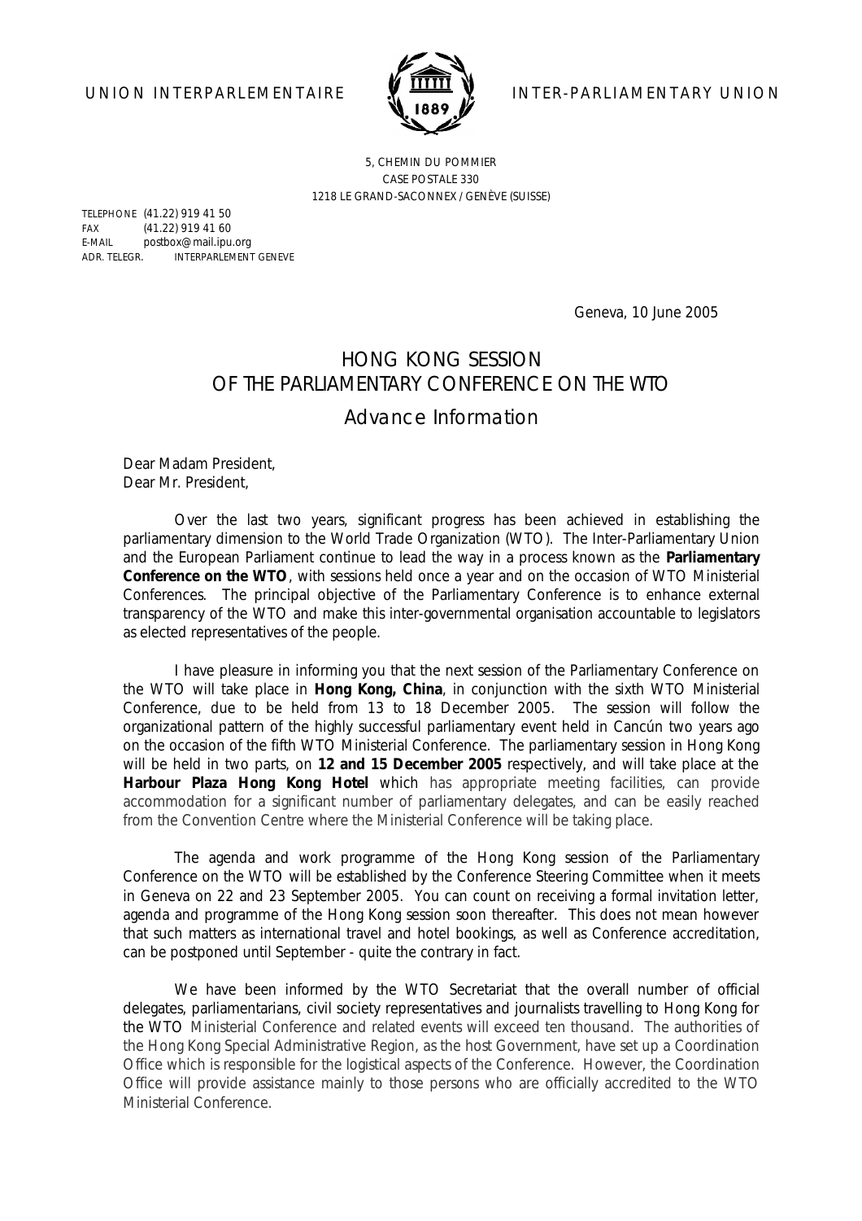UNION INTERPARLEMENTAIRE INTER-PARLIAMENTARY UNION

5, CHEMIN DU POMMIER
CASE POSTALE 330
1218 LE GRAND-SACONNEX / GENÈVE (SUISSE)

TELEPHONE (41.22) 919 41 50
FAX (41.22) 919 41 60
E-MAIL postbox@mail.ipu.org
ADR. TELEGR. INTERPARLEMENT GENEVE

Geneva, 10 June 2005

# HONG KONG SESSION OF THE PARLIAMENTARY CONFERENCE ON THE WTO

## Advance Information

Dear Madam President,
Dear Mr. President,

Over the last two years, significant progress has been achieved in establishing the parliamentary dimension to the World Trade Organization (WTO). The Inter-Parliamentary Union and the European Parliament continue to lead the way in a process known as the **Parliamentary Conference on the WTO**, with sessions held once a year and on the occasion of WTO Ministerial Conferences. The principal objective of the Parliamentary Conference is to enhance external transparency of the WTO and make this inter-governmental organisation accountable to legislators as elected representatives of the people.

I have pleasure in informing you that the next session of the Parliamentary Conference on the WTO will take place in **Hong Kong, China**, in conjunction with the sixth WTO Ministerial Conference, due to be held from 13 to 18 December 2005. The session will follow the organizational pattern of the highly successful parliamentary event held in Cancún two years ago on the occasion of the fifth WTO Ministerial Conference. The parliamentary session in Hong Kong will be held in two parts, on **12 and 15 December 2005** respectively, and will take place at the **Harbour Plaza Hong Kong Hotel** which has appropriate meeting facilities, can provide accommodation for a significant number of parliamentary delegates, and can be easily reached from the Convention Centre where the Ministerial Conference will be taking place.

The agenda and work programme of the Hong Kong session of the Parliamentary Conference on the WTO will be established by the Conference Steering Committee when it meets in Geneva on 22 and 23 September 2005. You can count on receiving a formal invitation letter, agenda and programme of the Hong Kong session soon thereafter. This does not mean however that such matters as international travel and hotel bookings, as well as Conference accreditation, can be postponed until September - quite the contrary in fact.

We have been informed by the WTO Secretariat that the overall number of official delegates, parliamentarians, civil society representatives and journalists travelling to Hong Kong for the WTO Ministerial Conference and related events will exceed ten thousand. The authorities of the Hong Kong Special Administrative Region, as the host Government, have set up a Coordination Office which is responsible for the logistical aspects of the Conference. However, the Coordination Office will provide assistance mainly to those persons who are officially accredited to the WTO Ministerial Conference.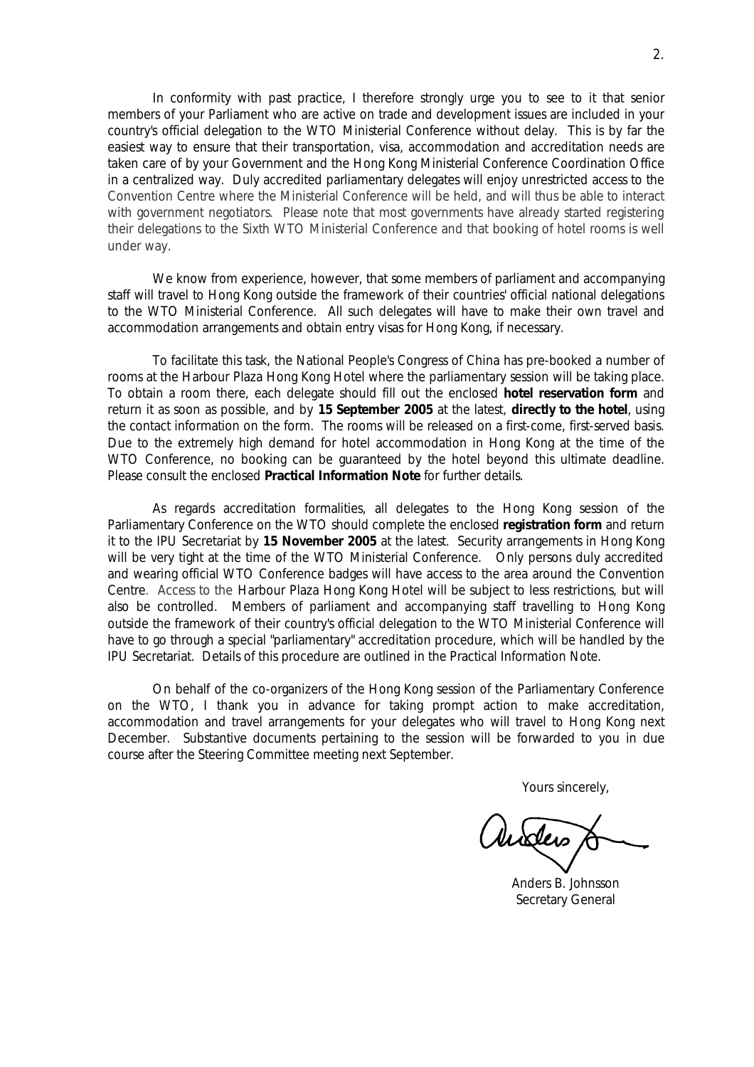In conformity with past practice, I therefore strongly urge you to see to it that senior members of your Parliament who are active on trade and development issues are included in your country's official delegation to the WTO Ministerial Conference without delay. This is by far the easiest way to ensure that their transportation, visa, accommodation and accreditation needs are taken care of by your Government and the Hong Kong Ministerial Conference Coordination Office in a centralized way. Duly accredited parliamentary delegates will enjoy unrestricted access to the Convention Centre where the Ministerial Conference will be held, and will thus be able to interact with government negotiators. Please note that most governments have already started registering their delegations to the Sixth WTO Ministerial Conference and that booking of hotel rooms is well under way.

We know from experience, however, that some members of parliament and accompanying staff will travel to Hong Kong outside the framework of their countries' official national delegations to the WTO Ministerial Conference. All such delegates will have to make their own travel and accommodation arrangements and obtain entry visas for Hong Kong, if necessary.

To facilitate this task, the National People's Congress of China has pre-booked a number of rooms at the Harbour Plaza Hong Kong Hotel where the parliamentary session will be taking place. To obtain a room there, each delegate should fill out the enclosed **hotel reservation form** and return it as soon as possible, and by **15 September 2005** at the latest, **directly to the hotel**, using the contact information on the form. The rooms will be released on a first-come, first-served basis. Due to the extremely high demand for hotel accommodation in Hong Kong at the time of the WTO Conference, no booking can be guaranteed by the hotel beyond this ultimate deadline. Please consult the enclosed **Practical Information Note** for further details.

As regards accreditation formalities, all delegates to the Hong Kong session of the Parliamentary Conference on the WTO should complete the enclosed **registration form** and return it to the IPU Secretariat by **15 November 2005** at the latest. Security arrangements in Hong Kong will be very tight at the time of the WTO Ministerial Conference. Only persons duly accredited and wearing official WTO Conference badges will have access to the area around the Convention Centre. Access to the Harbour Plaza Hong Kong Hotel will be subject to less restrictions, but will also be controlled. Members of parliament and accompanying staff travelling to Hong Kong outside the framework of their country's official delegation to the WTO Ministerial Conference will have to go through a special "parliamentary" accreditation procedure, which will be handled by the IPU Secretariat. Details of this procedure are outlined in the Practical Information Note.

On behalf of the co-organizers of the Hong Kong session of the Parliamentary Conference on the WTO, I thank you in advance for taking prompt action to make accreditation, accommodation and travel arrangements for your delegates who will travel to Hong Kong next December. Substantive documents pertaining to the session will be forwarded to you in due course after the Steering Committee meeting next September.

Yours sincerely,

Anders B. Johnsson
Secretary General